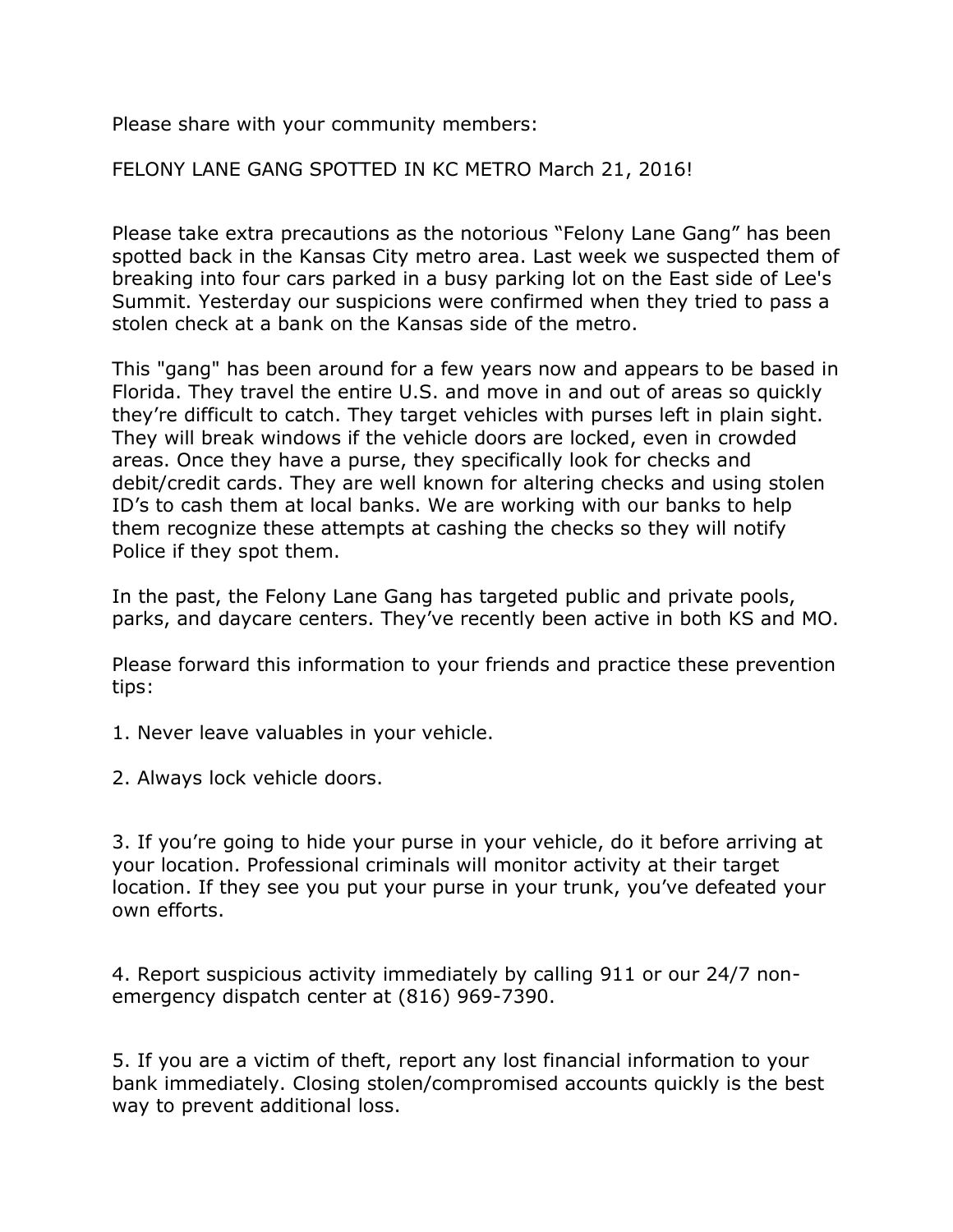Please share with your community members:

FELONY LANE GANG SPOTTED IN KC METRO March 21, 2016!

Please take extra precautions as the notorious “Felony Lane Gang” has been spotted back in the Kansas City metro area. Last week we suspected them of breaking into four cars parked in a busy parking lot on the East side of Lee's Summit. Yesterday our suspicions were confirmed when they tried to pass a stolen check at a bank on the Kansas side of the metro.

This "gang" has been around for a few years now and appears to be based in Florida. They travel the entire U.S. and move in and out of areas so quickly they’re difficult to catch. They target vehicles with purses left in plain sight. They will break windows if the vehicle doors are locked, even in crowded areas. Once they have a purse, they specifically look for checks and debit/credit cards. They are well known for altering checks and using stolen ID’s to cash them at local banks. We are working with our banks to help them recognize these attempts at cashing the checks so they will notify Police if they spot them.

In the past, the Felony Lane Gang has targeted public and private pools, parks, and daycare centers. They’ve recently been active in both KS and MO.

Please forward this information to your friends and practice these prevention tips:

1. Never leave valuables in your vehicle.

2. Always lock vehicle doors.

3. If you’re going to hide your purse in your vehicle, do it before arriving at your location. Professional criminals will monitor activity at their target location. If they see you put your purse in your trunk, you’ve defeated your own efforts.

4. Report suspicious activity immediately by calling 911 or our 24/7 non-emergency dispatch center at (816) 969-7390.

5. If you are a victim of theft, report any lost financial information to your bank immediately. Closing stolen/compromised accounts quickly is the best way to prevent additional loss.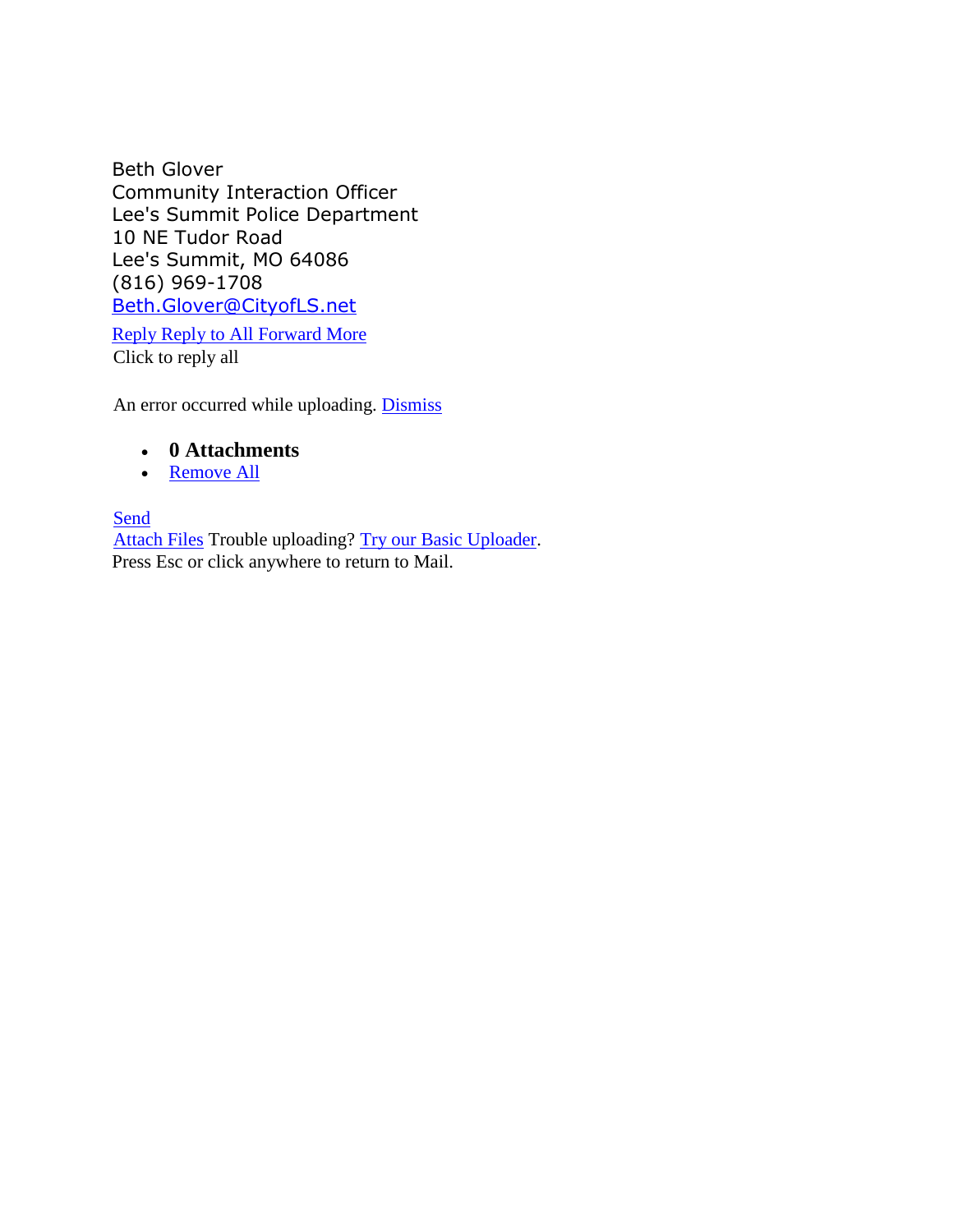Beth Glover
Community Interaction Officer
Lee's Summit Police Department
10 NE Tudor Road
Lee's Summit, MO 64086
(816) 969-1708
Beth.Glover@CityofLS.net

Reply Reply to All Forward More
Click to reply all

An error occurred while uploading. Dismiss

- **0 Attachments**
- Remove All

Send
Attach Files Trouble uploading? Try our Basic Uploader.
Press Esc or click anywhere to return to Mail.